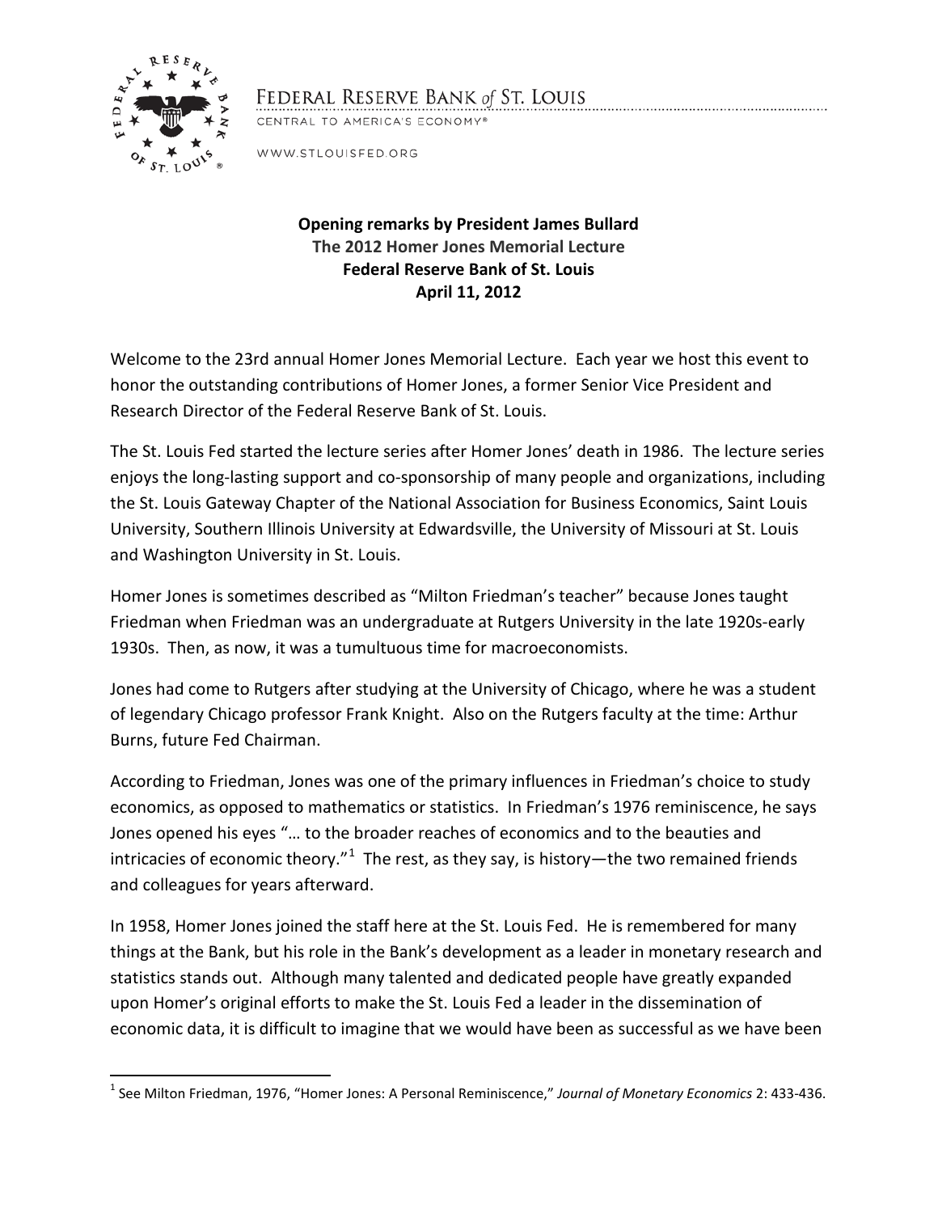FEDERAL RESERVE BANK *of* ST. LOUIS

CENTRAL TO AMERICA'S ECONOMY®

WWW.STLOUISFED.ORG

**Opening remarks by President James Bullard**
**The 2012 Homer Jones Memorial Lecture**
**Federal Reserve Bank of St. Louis**
**April 11, 2012**

Welcome to the 23rd annual Homer Jones Memorial Lecture. Each year we host this event to honor the outstanding contributions of Homer Jones, a former Senior Vice President and Research Director of the Federal Reserve Bank of St. Louis.

The St. Louis Fed started the lecture series after Homer Jones' death in 1986. The lecture series enjoys the long-lasting support and co-sponsorship of many people and organizations, including the St. Louis Gateway Chapter of the National Association for Business Economics, Saint Louis University, Southern Illinois University at Edwardsville, the University of Missouri at St. Louis and Washington University in St. Louis.

Homer Jones is sometimes described as "Milton Friedman's teacher" because Jones taught Friedman when Friedman was an undergraduate at Rutgers University in the late 1920s-early 1930s. Then, as now, it was a tumultuous time for macroeconomists.

Jones had come to Rutgers after studying at the University of Chicago, where he was a student of legendary Chicago professor Frank Knight. Also on the Rutgers faculty at the time: Arthur Burns, future Fed Chairman.

According to Friedman, Jones was one of the primary influences in Friedman's choice to study economics, as opposed to mathematics or statistics. In Friedman's 1976 reminiscence, he says Jones opened his eyes "… to the broader reaches of economics and to the beauties and intricacies of economic theory."[1] The rest, as they say, is history—the two remained friends and colleagues for years afterward.

In 1958, Homer Jones joined the staff here at the St. Louis Fed. He is remembered for many things at the Bank, but his role in the Bank's development as a leader in monetary research and statistics stands out. Although many talented and dedicated people have greatly expanded upon Homer's original efforts to make the St. Louis Fed a leader in the dissemination of economic data, it is difficult to imagine that we would have been as successful as we have been

[1] See Milton Friedman, 1976, "Homer Jones: A Personal Reminiscence," *Journal of Monetary Economics* 2: 433-436.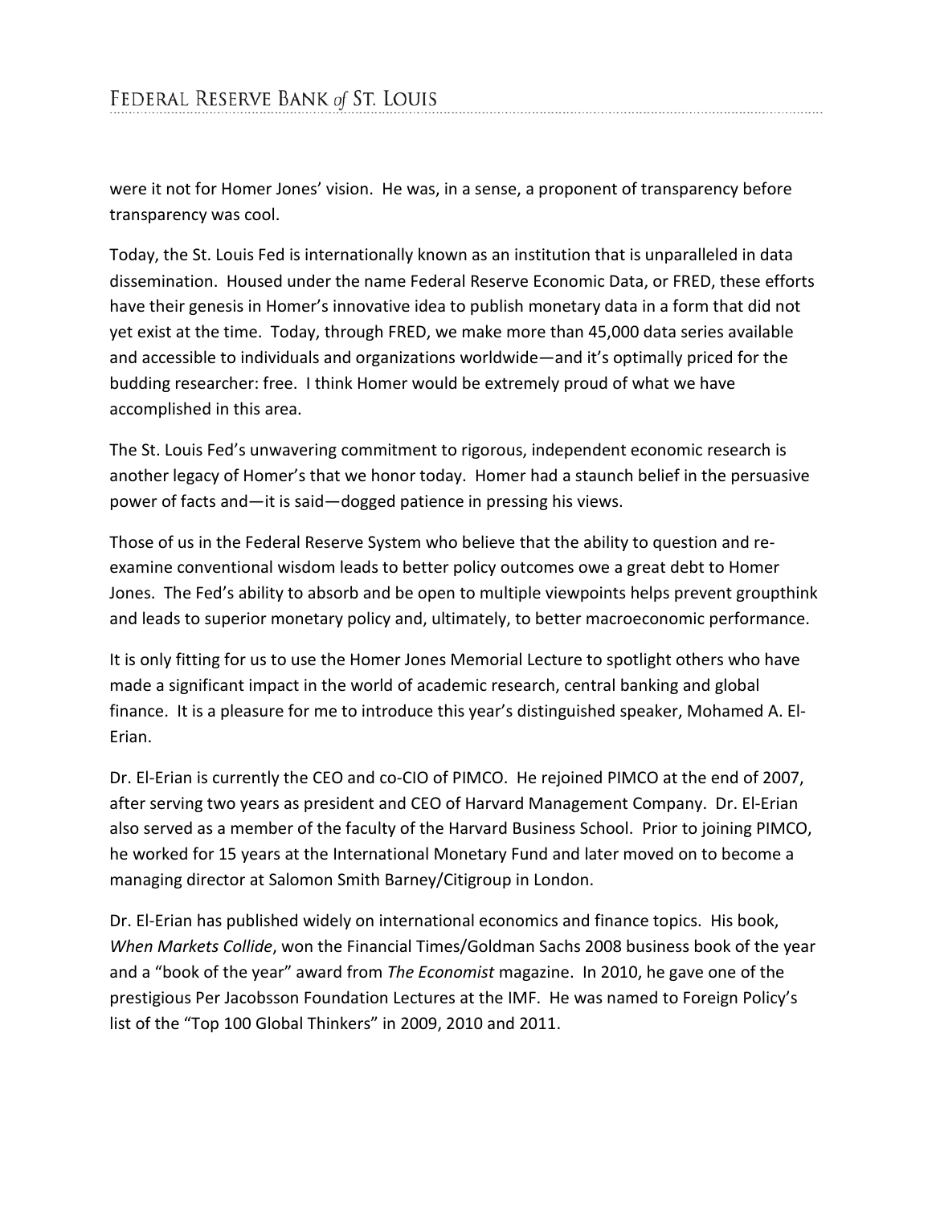were it not for Homer Jones' vision. He was, in a sense, a proponent of transparency before transparency was cool.

Today, the St. Louis Fed is internationally known as an institution that is unparalleled in data dissemination. Housed under the name Federal Reserve Economic Data, or FRED, these efforts have their genesis in Homer's innovative idea to publish monetary data in a form that did not yet exist at the time. Today, through FRED, we make more than 45,000 data series available and accessible to individuals and organizations worldwide—and it's optimally priced for the budding researcher: free. I think Homer would be extremely proud of what we have accomplished in this area.

The St. Louis Fed's unwavering commitment to rigorous, independent economic research is another legacy of Homer's that we honor today. Homer had a staunch belief in the persuasive power of facts and—it is said—dogged patience in pressing his views.

Those of us in the Federal Reserve System who believe that the ability to question and re-examine conventional wisdom leads to better policy outcomes owe a great debt to Homer Jones. The Fed's ability to absorb and be open to multiple viewpoints helps prevent groupthink and leads to superior monetary policy and, ultimately, to better macroeconomic performance.

It is only fitting for us to use the Homer Jones Memorial Lecture to spotlight others who have made a significant impact in the world of academic research, central banking and global finance. It is a pleasure for me to introduce this year's distinguished speaker, Mohamed A. El-Erian.

Dr. El-Erian is currently the CEO and co-CIO of PIMCO. He rejoined PIMCO at the end of 2007, after serving two years as president and CEO of Harvard Management Company. Dr. El-Erian also served as a member of the faculty of the Harvard Business School. Prior to joining PIMCO, he worked for 15 years at the International Monetary Fund and later moved on to become a managing director at Salomon Smith Barney/Citigroup in London.

Dr. El-Erian has published widely on international economics and finance topics. His book, *When Markets Collide*, won the Financial Times/Goldman Sachs 2008 business book of the year and a "book of the year" award from *The Economist* magazine. In 2010, he gave one of the prestigious Per Jacobsson Foundation Lectures at the IMF. He was named to Foreign Policy's list of the "Top 100 Global Thinkers" in 2009, 2010 and 2011.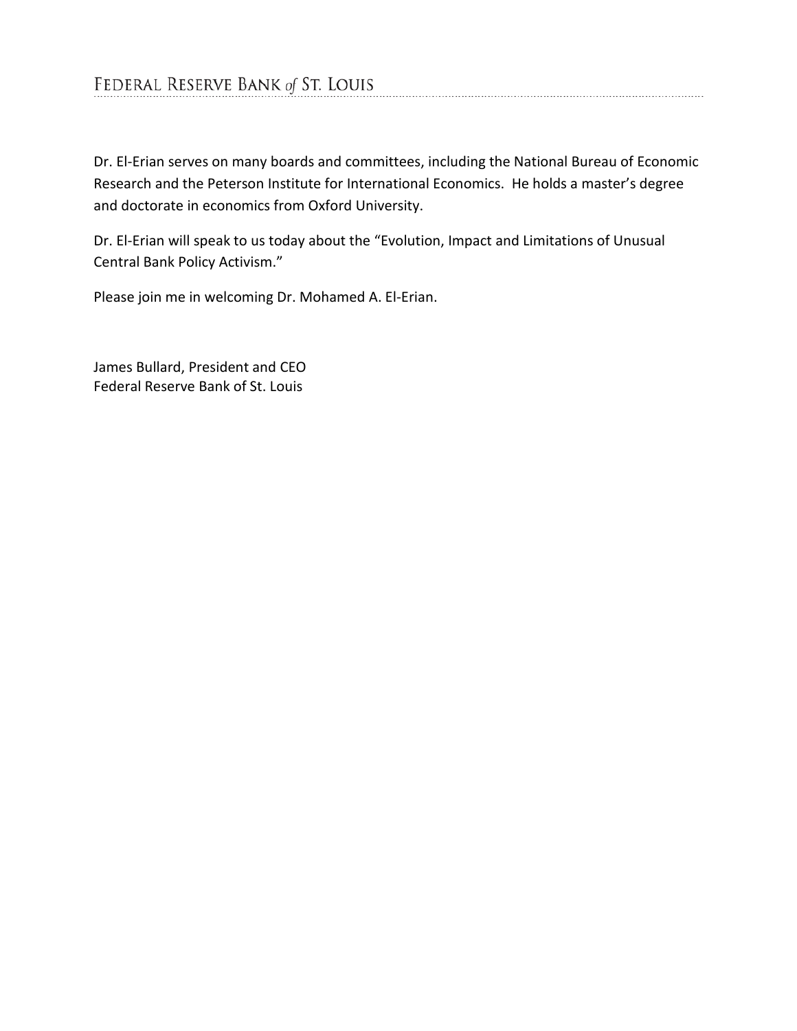Dr. El-Erian serves on many boards and committees, including the National Bureau of Economic Research and the Peterson Institute for International Economics. He holds a master's degree and doctorate in economics from Oxford University.

Dr. El-Erian will speak to us today about the "Evolution, Impact and Limitations of Unusual Central Bank Policy Activism."

Please join me in welcoming Dr. Mohamed A. El-Erian.

James Bullard, President and CEO
Federal Reserve Bank of St. Louis